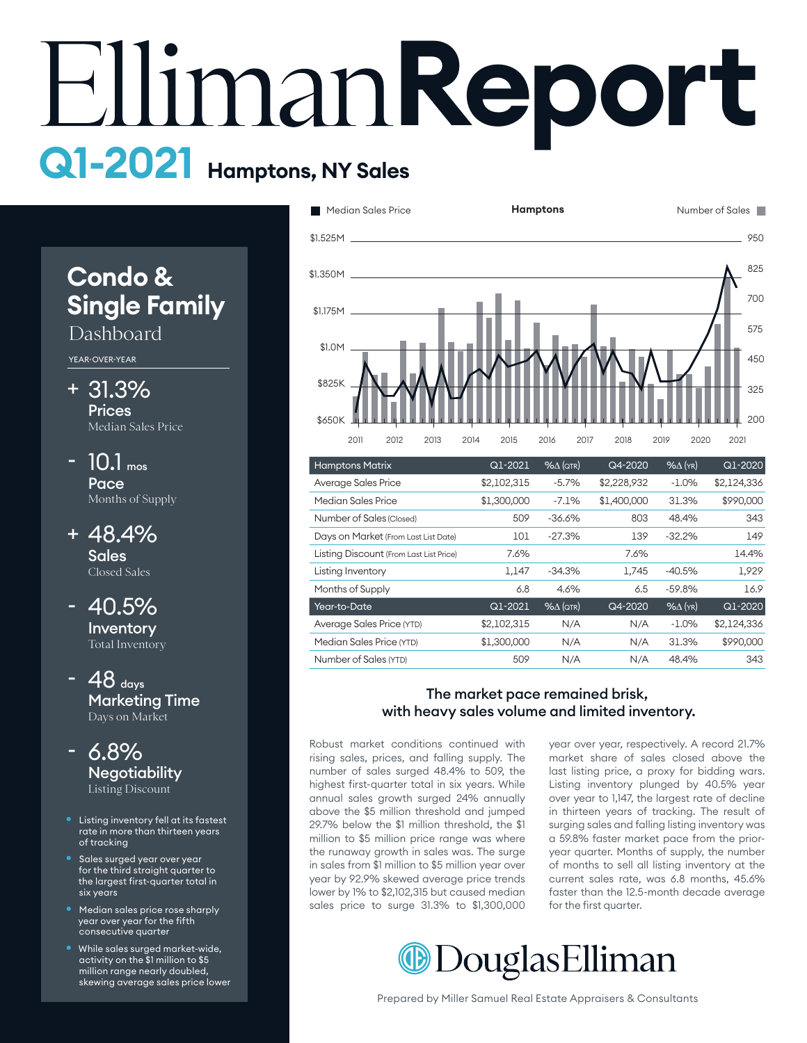# EllimanReport

## Q1-2021 Hamptons, NY Sales

## Condo & Single Family Dashboard

YEAR-OVER-YEAR

**+ 31.3%**
**Prices**
Median Sales Price

**- 10.1 mos**
**Pace**
Months of Supply

**+ 48.4%**
**Sales**
Closed Sales

**- 40.5%**
**Inventory**
Total Inventory

**- 48 days**
**Marketing Time**
Days on Market

**- 6.8%**
**Negotiability**
Listing Discount

- Listing inventory fell at its fastest rate in more than thirteen years of tracking
- Sales surged year over year for the third straight quarter to the largest first-quarter total in six years
- Median sales price rose sharply year over year for the fifth consecutive quarter
- While sales surged market-wide, activity on the $1 million to $5 million range nearly doubled, skewing average sales price lower

Median Sales Price
Hamptons
Number of Sales

$1.525M
$1.350M
$1.175M
$1.0M
$825K
$650K

950
825
700
575
450
325
200

2011 2012 2013 2014 2015 2016 2017 2018 2019 2020 2021

| Hamptons Matrix | Q1-2021 | %Δ (QTR) | Q4-2020 | %Δ (YR) | Q1-2020 |
|---|---|---|---|---|---|
| Average Sales Price | $2,102,315 | -5.7% | $2,228,932 | -1.0% | $2,124,336 |
| Median Sales Price | $1,300,000 | -7.1% | $1,400,000 | 31.3% | $990,000 |
| Number of Sales (Closed) | 509 | -36.6% | 803 | 48.4% | 343 |
| Days on Market (From Last List Date) | 101 | -27.3% | 139 | -32.2% | 149 |
| Listing Discount (From Last List Price) | 7.6% | | 7.6% | | 14.4% |
| Listing Inventory | 1,147 | -34.3% | 1,745 | -40.5% | 1,929 |
| Months of Supply | 6.8 | 4.6% | 6.5 | -59.8% | 16.9 |
| **Year-to-Date** | **Q1-2021** | **%Δ (QTR)** | **Q4-2020** | **%Δ (YR)** | **Q1-2020** |
| Average Sales Price (YTD) | $2,102,315 | N/A | N/A | -1.0% | $2,124,336 |
| Median Sales Price (YTD) | $1,300,000 | N/A | N/A | 31.3% | $990,000 |
| Number of Sales (YTD) | 509 | N/A | N/A | 48.4% | 343 |

### The market pace remained brisk, with heavy sales volume and limited inventory.

Robust market conditions continued with rising sales, prices, and falling supply. The number of sales surged 48.4% to 509, the highest first-quarter total in six years. While annual sales growth surged 24% annually above the $5 million threshold and jumped 29.7% below the $1 million threshold, the $1 million to $5 million price range was where the runaway growth in sales was. The surge in sales from $1 million to $5 million year over year by 92.9% skewed average price trends lower by 1% to $2,102,315 but caused median sales price to surge 31.3% to $1,300,000 year over year, respectively. A record 21.7% market share of sales closed above the last listing price, a proxy for bidding wars. Listing inventory plunged by 40.5% year over year to 1,147, the largest rate of decline in thirteen years of tracking. The result of surging sales and falling listing inventory was a 59.8% faster market pace from the prior-year quarter. Months of supply, the number of months to sell all listing inventory at the current sales rate, was 6.8 months, 45.6% faster than the 12.5-month decade average for the first quarter.

DouglasElliman

Prepared by Miller Samuel Real Estate Appraisers & Consultants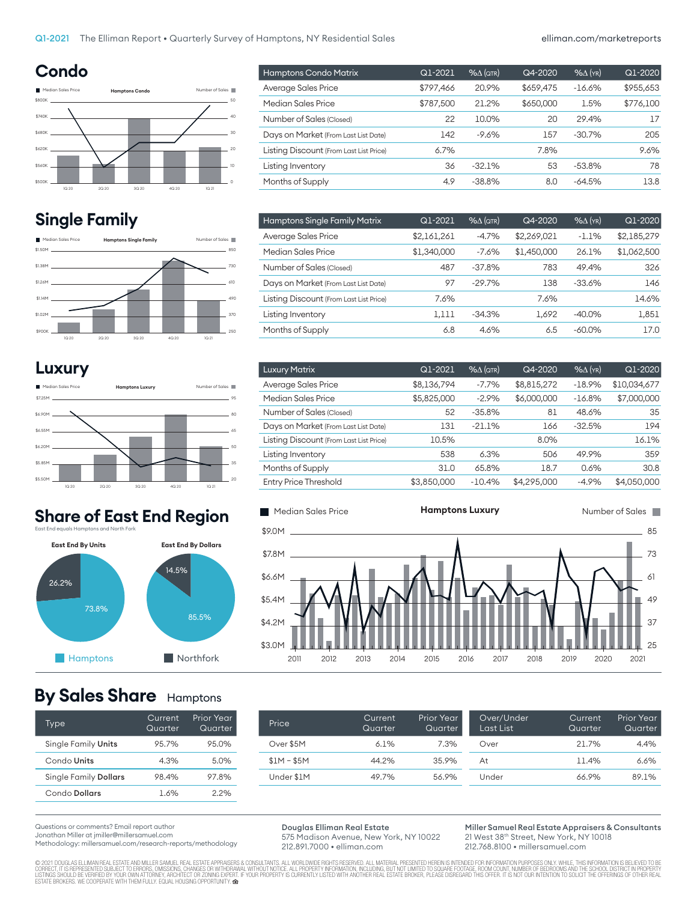Q1-2021 The Elliman Report • Quarterly Survey of Hamptons, NY Residential Sales

## Condo

Median Sales Price
Hamptons Condo
Number of Sales
$800K
$740K
$680K
$620K
$560K
$500K
50
40
30
20
10
0
1Q 20
2Q 20
3Q 20
4Q 20
1Q 21

| Hamptons Condo Matrix | Q1-2021 | %Δ (QTR) | Q4-2020 | %Δ (YR) | Q1-2020 |
|---|---|---|---|---|---|
| Average Sales Price | $797,466 | 20.9% | $659,475 | -16.6% | $955,653 |
| Median Sales Price | $787,500 | 21.2% | $650,000 | 1.5% | $776,100 |
| Number of Sales (Closed) | 22 | 10.0% | 20 | 29.4% | 17 |
| Days on Market (From Last List Date) | 142 | -9.6% | 157 | -30.7% | 205 |
| Listing Discount (From Last List Price) | 6.7% | | 7.8% | | 9.6% |
| Listing Inventory | 36 | -32.1% | 53 | -53.8% | 78 |
| Months of Supply | 4.9 | -38.8% | 8.0 | -64.5% | 13.8 |

## Single Family

Median Sales Price
Hamptons Single Family
Number of Sales
$1.50M
$1.38M
$1.26M
$1.14M
$1.02M
$900K
850
730
610
490
370
250
1Q 20
2Q 20
3Q 20
4Q 20
1Q 21

| Hamptons Single Family Matrix | Q1-2021 | %Δ (QTR) | Q4-2020 | %Δ (YR) | Q1-2020 |
|---|---|---|---|---|---|
| Average Sales Price | $2,161,261 | -4.7% | $2,269,021 | -1.1% | $2,185,279 |
| Median Sales Price | $1,340,000 | -7.6% | $1,450,000 | 26.1% | $1,062,500 |
| Number of Sales (Closed) | 487 | -37.8% | 783 | 49.4% | 326 |
| Days on Market (From Last List Date) | 97 | -29.7% | 138 | -33.6% | 146 |
| Listing Discount (From Last List Price) | 7.6% | | 7.6% | | 14.6% |
| Listing Inventory | 1,111 | -34.3% | 1,692 | -40.0% | 1,851 |
| Months of Supply | 6.8 | 4.6% | 6.5 | -60.0% | 17.0 |

## Luxury

Median Sales Price
Hamptons Luxury
Number of Sales
$7.25M
$6.90M
$6.55M
$6.20M
$5.85M
$5.50M
95
80
65
50
35
20
1Q 20
2Q 20
3Q 20
4Q 20
1Q 21

| Luxury Matrix | Q1-2021 | %Δ (QTR) | Q4-2020 | %Δ (YR) | Q1-2020 |
|---|---|---|---|---|---|
| Average Sales Price | $8,136,794 | -7.7% | $8,815,272 | -18.9% | $10,034,677 |
| Median Sales Price | $5,825,000 | -2.9% | $6,000,000 | -16.8% | $7,000,000 |
| Number of Sales (Closed) | 52 | -35.8% | 81 | 48.6% | 35 |
| Days on Market (From Last List Date) | 131 | -21.1% | 166 | -32.5% | 194 |
| Listing Discount (From Last List Price) | 10.5% | | 8.0% | | 16.1% |
| Listing Inventory | 538 | 6.3% | 506 | 49.9% | 359 |
| Months of Supply | 31.0 | 65.8% | 18.7 | 0.6% | 30.8 |
| Entry Price Threshold | $3,850,000 | -10.4% | $4,295,000 | -4.9% | $4,050,000 |

## Share of East End Region

East End equals Hamptons and North Fork

East End By Units
26.2%
73.8%

East End By Dollars
14.5%
85.5%

Hamptons
Northfork

Median Sales Price
Hamptons Luxury
Number of Sales
$9.0M
$7.8M
$6.6M
$5.4M
$4.2M
$3.0M
85
73
61
49
37
25
2011
2012
2013
2014
2015
2016
2017
2018
2019
2020
2021

## By Sales Share Hamptons

| Type | Current Quarter | Prior Year Quarter |
|---|---|---|
| Single Family **Units** | 95.7% | 95.0% |
| Condo **Units** | 4.3% | 5.0% |
| Single Family **Dollars** | 98.4% | 97.8% |
| Condo **Dollars** | 1.6% | 2.2% |

| Price | Current Quarter | Prior Year Quarter |
|---|---|---|
| Over $5M | 6.1% | 7.3% |
| $1M - $5M | 44.2% | 35.9% |
| Under $1M | 49.7% | 56.9% |

| Over/Under Last List | Current Quarter | Prior Year Quarter |
|---|---|---|
| Over | 21.7% | 4.4% |
| At | 11.4% | 6.6% |
| Under | 66.9% | 89.1% |

Questions or comments? Email report author
Jonathan Miller at jmiller@millersamuel.com
Methodology: millersamuel.com/research-reports/methodology

**Douglas Elliman Real Estate**
575 Madison Avenue, New York, NY 10022
212.891.7000 • elliman.com

**Miller Samuel Real Estate Appraisers & Consultants**
21 West 38th Street, New York, NY 10018
212.768.8100 • millersamuel.com

© 2021 DOUGLAS ELLIMAN REAL ESTATE AND MILLER SAMUEL REAL ESTATE APPRAISERS & CONSULTANTS. ALL WORLDWIDE RIGHTS RESERVED. ALL MATERIAL PRESENTED HEREIN IS INTENDED FOR INFORMATION PURPOSES ONLY. WHILE, THIS INFORMATION IS BELIEVED TO BE CORRECT, IT IS REPRESENTED SUBJECT TO ERRORS, OMISSIONS, CHANGES OR WITHDRAWAL WITHOUT NOTICE. ALL PROPERTY INFORMATION, INCLUDING, BUT NOT LIMITED TO SQUARE FOOTAGE, ROOM COUNT, NUMBER OF BEDROOMS AND THE SCHOOL DISTRICT IN PROPERTY LISTINGS SHOULD BE VERIFIED BY YOUR OWN ATTORNEY, ARCHITECT OR ZONING EXPERT. IF YOUR PROPERTY IS CURRENTLY LISTED WITH ANOTHER REAL ESTATE BROKER, PLEASE DISREGARD THIS OFFER. IT IS NOT OUR INTENTION TO SOLICIT THE OFFERINGS OF OTHER REAL ESTATE BROKERS. WE COOPERATE WITH THEM FULLY. EQUAL HOUSING OPPORTUNITY.